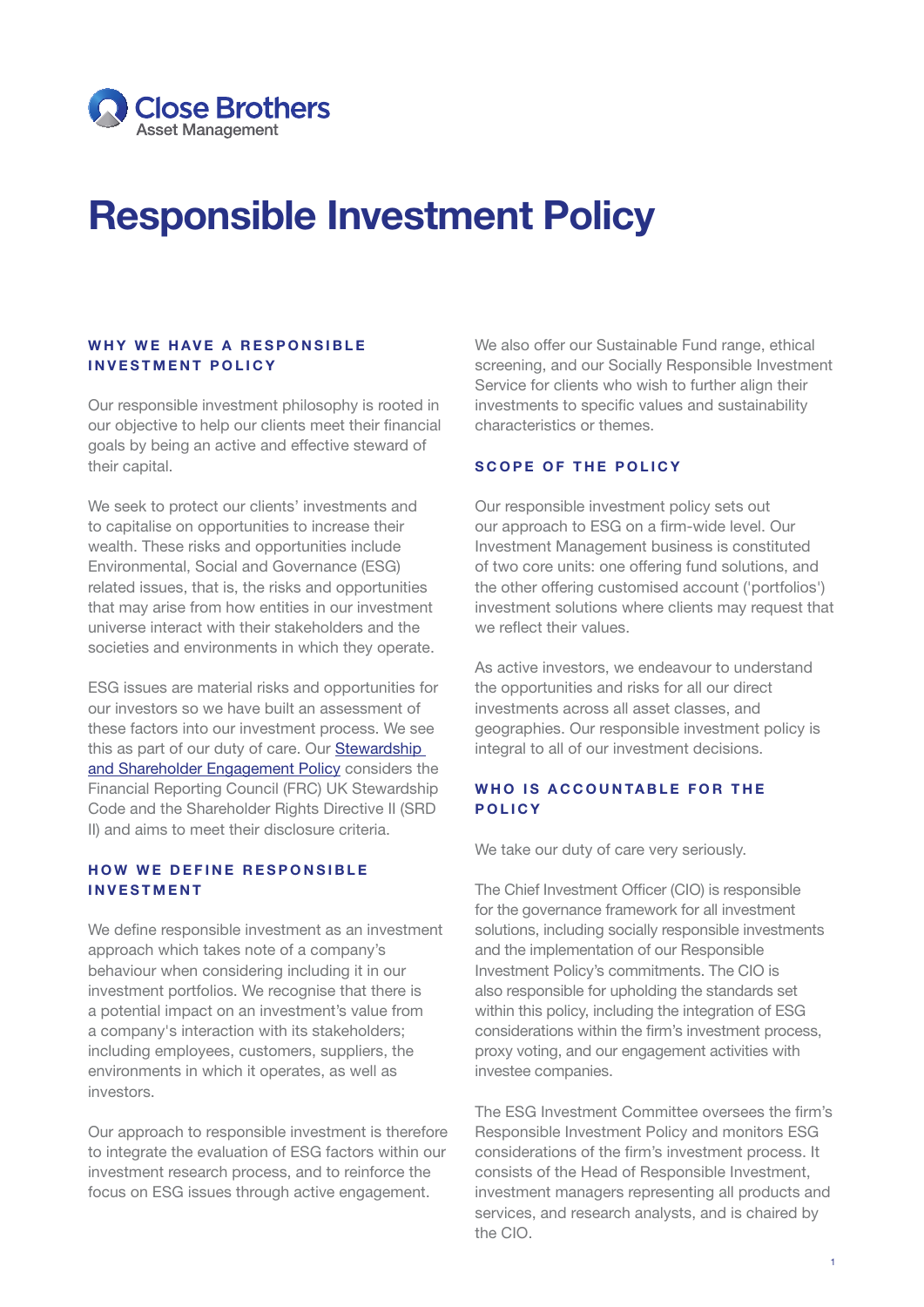Close Brothers
Asset Management

# Responsible Investment Policy

## WHY WE HAVE A RESPONSIBLE INVESTMENT POLICY

Our responsible investment philosophy is rooted in our objective to help our clients meet their financial goals by being an active and effective steward of their capital.

We seek to protect our clients' investments and to capitalise on opportunities to increase their wealth. These risks and opportunities include Environmental, Social and Governance (ESG) related issues, that is, the risks and opportunities that may arise from how entities in our investment universe interact with their stakeholders and the societies and environments in which they operate.

ESG issues are material risks and opportunities for our investors so we have built an assessment of these factors into our investment process. We see this as part of our duty of care. Our Stewardship and Shareholder Engagement Policy considers the Financial Reporting Council (FRC) UK Stewardship Code and the Shareholder Rights Directive II (SRD II) and aims to meet their disclosure criteria.

## HOW WE DEFINE RESPONSIBLE INVESTMENT

We define responsible investment as an investment approach which takes note of a company's behaviour when considering including it in our investment portfolios. We recognise that there is a potential impact on an investment's value from a company's interaction with its stakeholders; including employees, customers, suppliers, the environments in which it operates, as well as investors.

Our approach to responsible investment is therefore to integrate the evaluation of ESG factors within our investment research process, and to reinforce the focus on ESG issues through active engagement.

We also offer our Sustainable Fund range, ethical screening, and our Socially Responsible Investment Service for clients who wish to further align their investments to specific values and sustainability characteristics or themes.

## SCOPE OF THE POLICY

Our responsible investment policy sets out our approach to ESG on a firm-wide level. Our Investment Management business is constituted of two core units: one offering fund solutions, and the other offering customised account ('portfolios') investment solutions where clients may request that we reflect their values.

As active investors, we endeavour to understand the opportunities and risks for all our direct investments across all asset classes, and geographies. Our responsible investment policy is integral to all of our investment decisions.

## WHO IS ACCOUNTABLE FOR THE POLICY

We take our duty of care very seriously.

The Chief Investment Officer (CIO) is responsible for the governance framework for all investment solutions, including socially responsible investments and the implementation of our Responsible Investment Policy's commitments. The CIO is also responsible for upholding the standards set within this policy, including the integration of ESG considerations within the firm's investment process, proxy voting, and our engagement activities with investee companies.

The ESG Investment Committee oversees the firm's Responsible Investment Policy and monitors ESG considerations of the firm's investment process. It consists of the Head of Responsible Investment, investment managers representing all products and services, and research analysts, and is chaired by the CIO.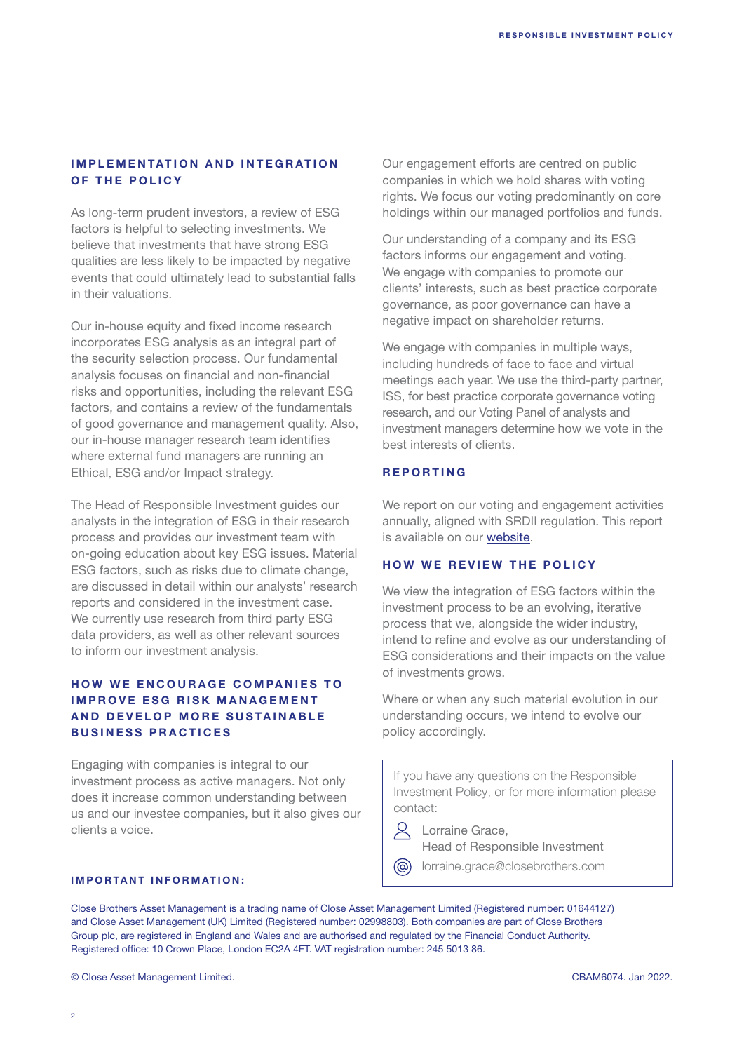## IMPLEMENTATION AND INTEGRATION OF THE POLICY

As long-term prudent investors, a review of ESG factors is helpful to selecting investments. We believe that investments that have strong ESG qualities are less likely to be impacted by negative events that could ultimately lead to substantial falls in their valuations.

Our in-house equity and fixed income research incorporates ESG analysis as an integral part of the security selection process. Our fundamental analysis focuses on financial and non-financial risks and opportunities, including the relevant ESG factors, and contains a review of the fundamentals of good governance and management quality. Also, our in-house manager research team identifies where external fund managers are running an Ethical, ESG and/or Impact strategy.

The Head of Responsible Investment guides our analysts in the integration of ESG in their research process and provides our investment team with on-going education about key ESG issues. Material ESG factors, such as risks due to climate change, are discussed in detail within our analysts' research reports and considered in the investment case. We currently use research from third party ESG data providers, as well as other relevant sources to inform our investment analysis.

## HOW WE ENCOURAGE COMPANIES TO IMPROVE ESG RISK MANAGEMENT AND DEVELOP MORE SUSTAINABLE BUSINESS PRACTICES

Engaging with companies is integral to our investment process as active managers. Not only does it increase common understanding between us and our investee companies, but it also gives our clients a voice.

Our engagement efforts are centred on public companies in which we hold shares with voting rights. We focus our voting predominantly on core holdings within our managed portfolios and funds.

Our understanding of a company and its ESG factors informs our engagement and voting. We engage with companies to promote our clients' interests, such as best practice corporate governance, as poor governance can have a negative impact on shareholder returns.

We engage with companies in multiple ways, including hundreds of face to face and virtual meetings each year. We use the third-party partner, ISS, for best practice corporate governance voting research, and our Voting Panel of analysts and investment managers determine how we vote in the best interests of clients.

## REPORTING

We report on our voting and engagement activities annually, aligned with SRDII regulation. This report is available on our website.

## HOW WE REVIEW THE POLICY

We view the integration of ESG factors within the investment process to be an evolving, iterative process that we, alongside the wider industry, intend to refine and evolve as our understanding of ESG considerations and their impacts on the value of investments grows.

Where or when any such material evolution in our understanding occurs, we intend to evolve our policy accordingly.

If you have any questions on the Responsible Investment Policy, or for more information please contact:

Lorraine Grace,
Head of Responsible Investment

lorraine.grace@closebrothers.com

## IMPORTANT INFORMATION:

Close Brothers Asset Management is a trading name of Close Asset Management Limited (Registered number: 01644127) and Close Asset Management (UK) Limited (Registered number: 02998803). Both companies are part of Close Brothers Group plc, are registered in England and Wales and are authorised and regulated by the Financial Conduct Authority. Registered office: 10 Crown Place, London EC2A 4FT. VAT registration number: 245 5013 86.

© Close Asset Management Limited.

CBAM6074. Jan 2022.